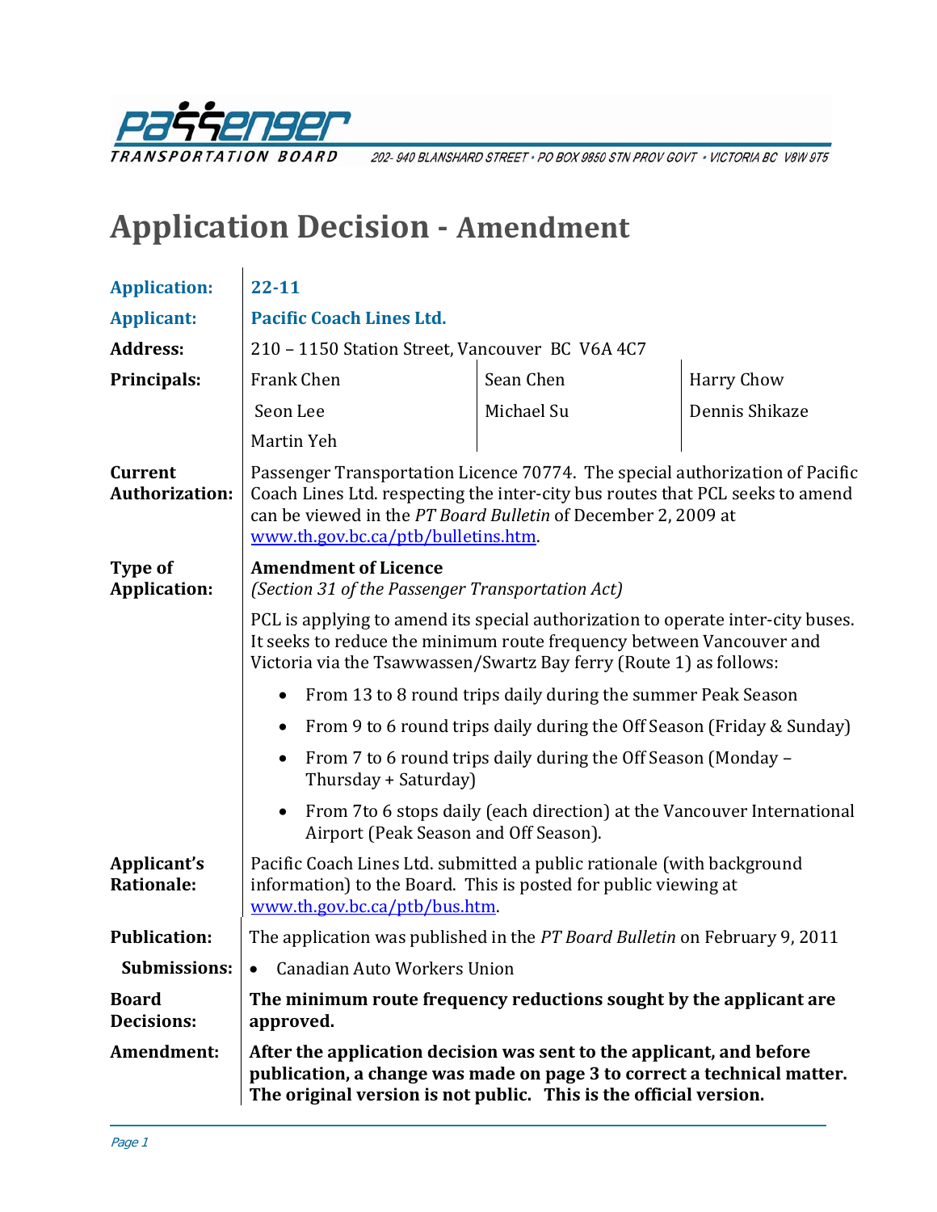**Passenger Transportation Board**

202- 940 BLANSHARD STREET • PO BOX 9850 STN PROV GOVT • VICTORIA BC V8W 9T5

# Application Decision - Amendment

**Application:** **22-11**

**Applicant:** **Pacific Coach Lines Ltd.**

**Address:** 210 – 1150 Station Street, Vancouver BC V6A 4C7

**Principals:**

| | | |
|---|---|---|
| Frank Chen | Sean Chen | Harry Chow |
| Seon Lee | Michael Su | Dennis Shikaze |
| Martin Yeh | | |

**Current Authorization:** Passenger Transportation Licence 70774. The special authorization of Pacific Coach Lines Ltd. respecting the inter-city bus routes that PCL seeks to amend can be viewed in the *PT Board Bulletin* of December 2, 2009 at www.th.gov.bc.ca/ptb/bulletins.htm.

**Type of Application:** **Amendment of Licence**
*(Section 31 of the Passenger Transportation Act)*

PCL is applying to amend its special authorization to operate inter-city buses. It seeks to reduce the minimum route frequency between Vancouver and Victoria via the Tsawwassen/Swartz Bay ferry (Route 1) as follows:

- From 13 to 8 round trips daily during the summer Peak Season
- From 9 to 6 round trips daily during the Off Season (Friday & Sunday)
- From 7 to 6 round trips daily during the Off Season (Monday – Thursday + Saturday)
- From 7to 6 stops daily (each direction) at the Vancouver International Airport (Peak Season and Off Season).

**Applicant's Rationale:** Pacific Coach Lines Ltd. submitted a public rationale (with background information) to the Board. This is posted for public viewing at www.th.gov.bc.ca/ptb/bus.htm.

**Publication:** The application was published in the *PT Board Bulletin* on February 9, 2011

**Submissions:**

- Canadian Auto Workers Union

**Board Decisions:** **The minimum route frequency reductions sought by the applicant are approved.**

**Amendment:** **After the application decision was sent to the applicant, and before publication, a change was made on page 3 to correct a technical matter. The original version is not public. This is the official version.**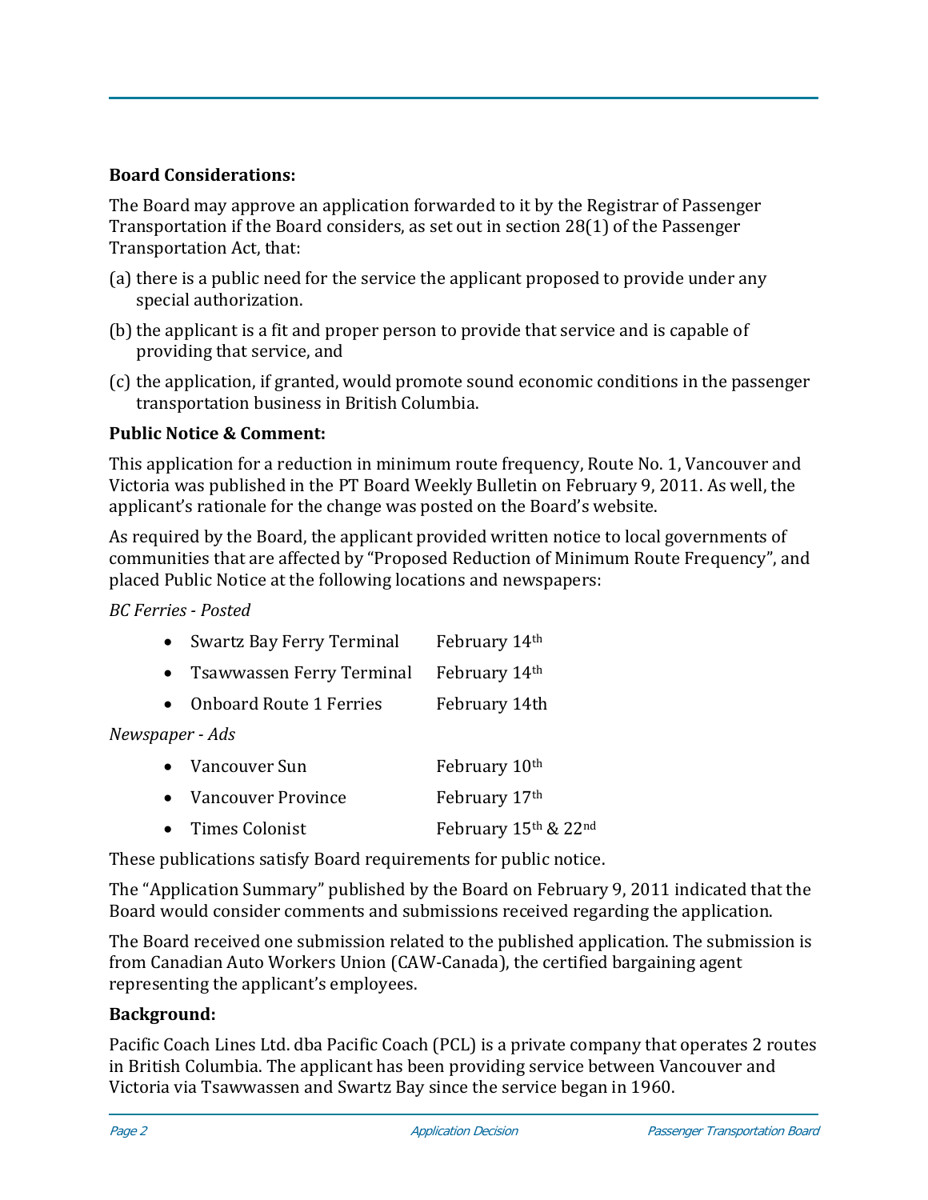**Board Considerations:**

The Board may approve an application forwarded to it by the Registrar of Passenger Transportation if the Board considers, as set out in section 28(1) of the Passenger Transportation Act, that:

(a) there is a public need for the service the applicant proposed to provide under any special authorization.

(b) the applicant is a fit and proper person to provide that service and is capable of providing that service, and

(c) the application, if granted, would promote sound economic conditions in the passenger transportation business in British Columbia.

**Public Notice & Comment:**

This application for a reduction in minimum route frequency, Route No. 1, Vancouver and Victoria was published in the PT Board Weekly Bulletin on February 9, 2011. As well, the applicant's rationale for the change was posted on the Board's website.

As required by the Board, the applicant provided written notice to local governments of communities that are affected by "Proposed Reduction of Minimum Route Frequency", and placed Public Notice at the following locations and newspapers:

*BC Ferries - Posted*

- Swartz Bay Ferry Terminal February 14th
- Tsawwassen Ferry Terminal February 14th
- Onboard Route 1 Ferries February 14th

*Newspaper - Ads*

- Vancouver Sun February 10th
- Vancouver Province February 17th
- Times Colonist February 15th & 22nd

These publications satisfy Board requirements for public notice.

The "Application Summary" published by the Board on February 9, 2011 indicated that the Board would consider comments and submissions received regarding the application.

The Board received one submission related to the published application. The submission is from Canadian Auto Workers Union (CAW-Canada), the certified bargaining agent representing the applicant's employees.

**Background:**

Pacific Coach Lines Ltd. dba Pacific Coach (PCL) is a private company that operates 2 routes in British Columbia. The applicant has been providing service between Vancouver and Victoria via Tsawwassen and Swartz Bay since the service began in 1960.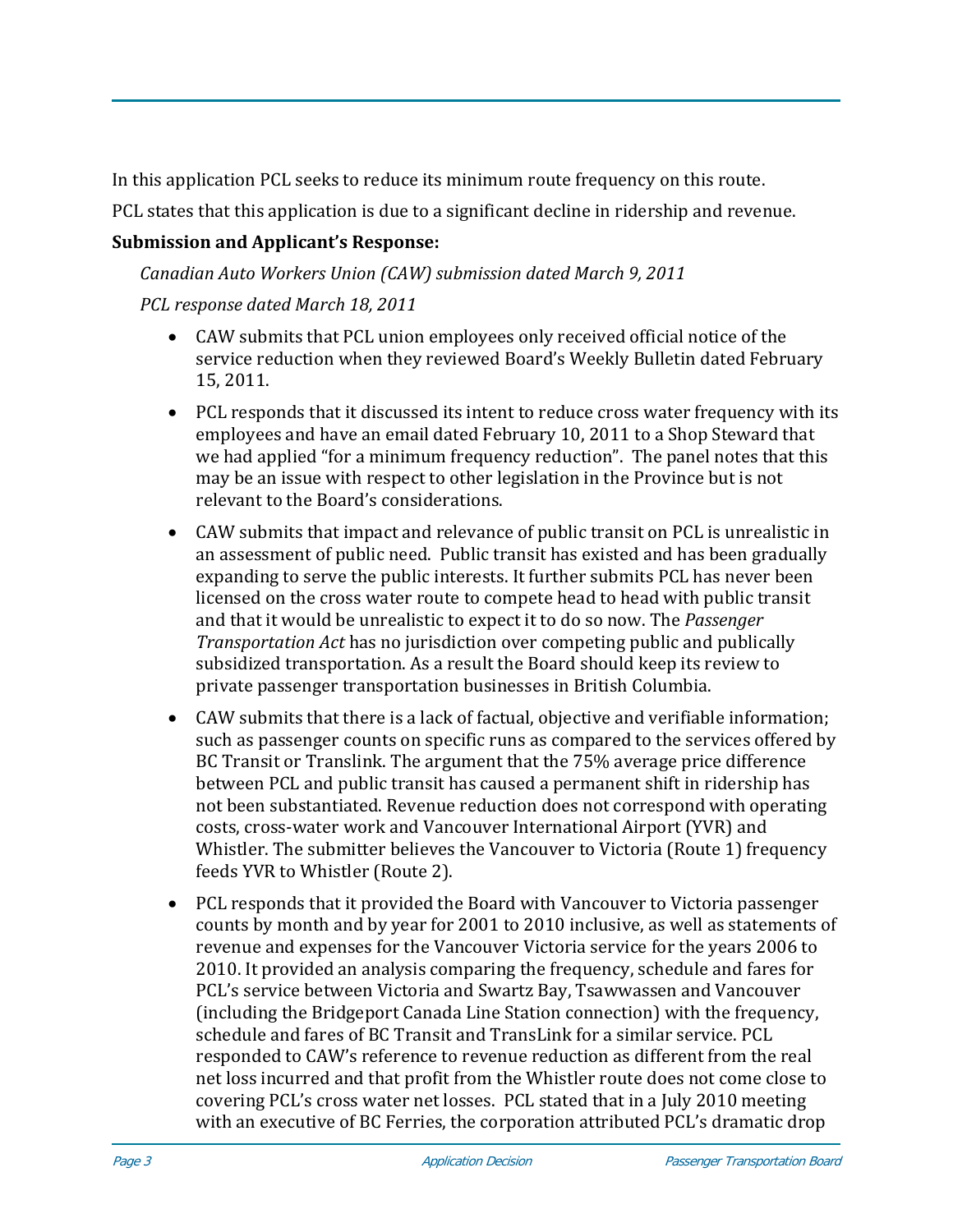In this application PCL seeks to reduce its minimum route frequency on this route.

PCL states that this application is due to a significant decline in ridership and revenue.

**Submission and Applicant's Response:**

*Canadian Auto Workers Union (CAW) submission dated March 9, 2011*

*PCL response dated March 18, 2011*

- CAW submits that PCL union employees only received official notice of the service reduction when they reviewed Board's Weekly Bulletin dated February 15, 2011.
- PCL responds that it discussed its intent to reduce cross water frequency with its employees and have an email dated February 10, 2011 to a Shop Steward that we had applied "for a minimum frequency reduction". The panel notes that this may be an issue with respect to other legislation in the Province but is not relevant to the Board's considerations.
- CAW submits that impact and relevance of public transit on PCL is unrealistic in an assessment of public need. Public transit has existed and has been gradually expanding to serve the public interests. It further submits PCL has never been licensed on the cross water route to compete head to head with public transit and that it would be unrealistic to expect it to do so now. The *Passenger Transportation Act* has no jurisdiction over competing public and publically subsidized transportation. As a result the Board should keep its review to private passenger transportation businesses in British Columbia.
- CAW submits that there is a lack of factual, objective and verifiable information; such as passenger counts on specific runs as compared to the services offered by BC Transit or Translink. The argument that the 75% average price difference between PCL and public transit has caused a permanent shift in ridership has not been substantiated. Revenue reduction does not correspond with operating costs, cross-water work and Vancouver International Airport (YVR) and Whistler. The submitter believes the Vancouver to Victoria (Route 1) frequency feeds YVR to Whistler (Route 2).
- PCL responds that it provided the Board with Vancouver to Victoria passenger counts by month and by year for 2001 to 2010 inclusive, as well as statements of revenue and expenses for the Vancouver Victoria service for the years 2006 to 2010. It provided an analysis comparing the frequency, schedule and fares for PCL's service between Victoria and Swartz Bay, Tsawwassen and Vancouver (including the Bridgeport Canada Line Station connection) with the frequency, schedule and fares of BC Transit and TransLink for a similar service. PCL responded to CAW's reference to revenue reduction as different from the real net loss incurred and that profit from the Whistler route does not come close to covering PCL's cross water net losses. PCL stated that in a July 2010 meeting with an executive of BC Ferries, the corporation attributed PCL's dramatic drop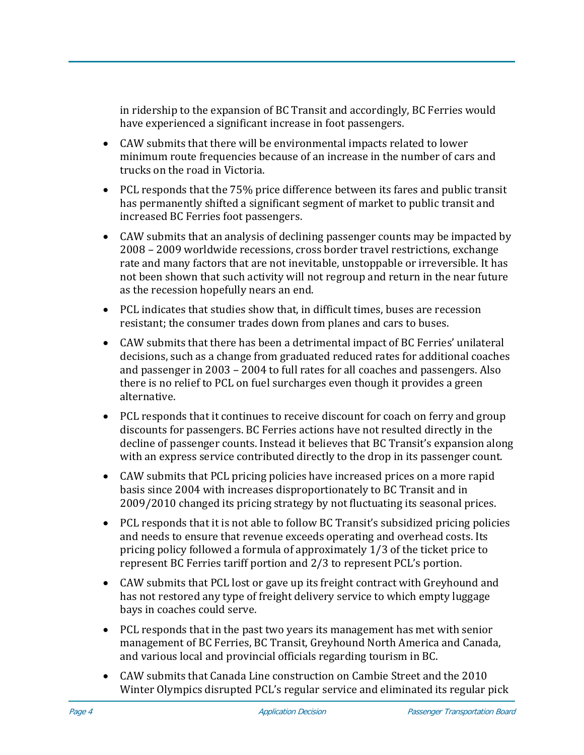in ridership to the expansion of BC Transit and accordingly, BC Ferries would have experienced a significant increase in foot passengers.

- CAW submits that there will be environmental impacts related to lower minimum route frequencies because of an increase in the number of cars and trucks on the road in Victoria.
- PCL responds that the 75% price difference between its fares and public transit has permanently shifted a significant segment of market to public transit and increased BC Ferries foot passengers.
- CAW submits that an analysis of declining passenger counts may be impacted by 2008 – 2009 worldwide recessions, cross border travel restrictions, exchange rate and many factors that are not inevitable, unstoppable or irreversible. It has not been shown that such activity will not regroup and return in the near future as the recession hopefully nears an end.
- PCL indicates that studies show that, in difficult times, buses are recession resistant; the consumer trades down from planes and cars to buses.
- CAW submits that there has been a detrimental impact of BC Ferries' unilateral decisions, such as a change from graduated reduced rates for additional coaches and passenger in 2003 – 2004 to full rates for all coaches and passengers. Also there is no relief to PCL on fuel surcharges even though it provides a green alternative.
- PCL responds that it continues to receive discount for coach on ferry and group discounts for passengers. BC Ferries actions have not resulted directly in the decline of passenger counts. Instead it believes that BC Transit's expansion along with an express service contributed directly to the drop in its passenger count.
- CAW submits that PCL pricing policies have increased prices on a more rapid basis since 2004 with increases disproportionately to BC Transit and in 2009/2010 changed its pricing strategy by not fluctuating its seasonal prices.
- PCL responds that it is not able to follow BC Transit's subsidized pricing policies and needs to ensure that revenue exceeds operating and overhead costs. Its pricing policy followed a formula of approximately 1/3 of the ticket price to represent BC Ferries tariff portion and 2/3 to represent PCL's portion.
- CAW submits that PCL lost or gave up its freight contract with Greyhound and has not restored any type of freight delivery service to which empty luggage bays in coaches could serve.
- PCL responds that in the past two years its management has met with senior management of BC Ferries, BC Transit, Greyhound North America and Canada, and various local and provincial officials regarding tourism in BC.
- CAW submits that Canada Line construction on Cambie Street and the 2010 Winter Olympics disrupted PCL's regular service and eliminated its regular pick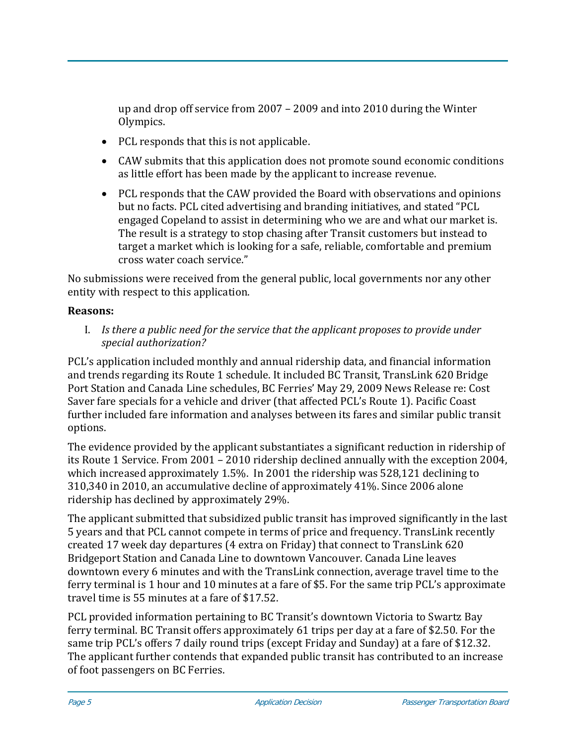up and drop off service from 2007 – 2009 and into 2010 during the Winter Olympics.

- PCL responds that this is not applicable.
- CAW submits that this application does not promote sound economic conditions as little effort has been made by the applicant to increase revenue.
- PCL responds that the CAW provided the Board with observations and opinions but no facts. PCL cited advertising and branding initiatives, and stated "PCL engaged Copeland to assist in determining who we are and what our market is. The result is a strategy to stop chasing after Transit customers but instead to target a market which is looking for a safe, reliable, comfortable and premium cross water coach service."

No submissions were received from the general public, local governments nor any other entity with respect to this application.

**Reasons:**

I. *Is there a public need for the service that the applicant proposes to provide under special authorization?*

PCL's application included monthly and annual ridership data, and financial information and trends regarding its Route 1 schedule. It included BC Transit, TransLink 620 Bridge Port Station and Canada Line schedules, BC Ferries' May 29, 2009 News Release re: Cost Saver fare specials for a vehicle and driver (that affected PCL's Route 1). Pacific Coast further included fare information and analyses between its fares and similar public transit options.

The evidence provided by the applicant substantiates a significant reduction in ridership of its Route 1 Service. From 2001 – 2010 ridership declined annually with the exception 2004, which increased approximately 1.5%. In 2001 the ridership was 528,121 declining to 310,340 in 2010, an accumulative decline of approximately 41%. Since 2006 alone ridership has declined by approximately 29%.

The applicant submitted that subsidized public transit has improved significantly in the last 5 years and that PCL cannot compete in terms of price and frequency. TransLink recently created 17 week day departures (4 extra on Friday) that connect to TransLink 620 Bridgeport Station and Canada Line to downtown Vancouver. Canada Line leaves downtown every 6 minutes and with the TransLink connection, average travel time to the ferry terminal is 1 hour and 10 minutes at a fare of $5. For the same trip PCL's approximate travel time is 55 minutes at a fare of $17.52.

PCL provided information pertaining to BC Transit's downtown Victoria to Swartz Bay ferry terminal. BC Transit offers approximately 61 trips per day at a fare of $2.50. For the same trip PCL's offers 7 daily round trips (except Friday and Sunday) at a fare of $12.32. The applicant further contends that expanded public transit has contributed to an increase of foot passengers on BC Ferries.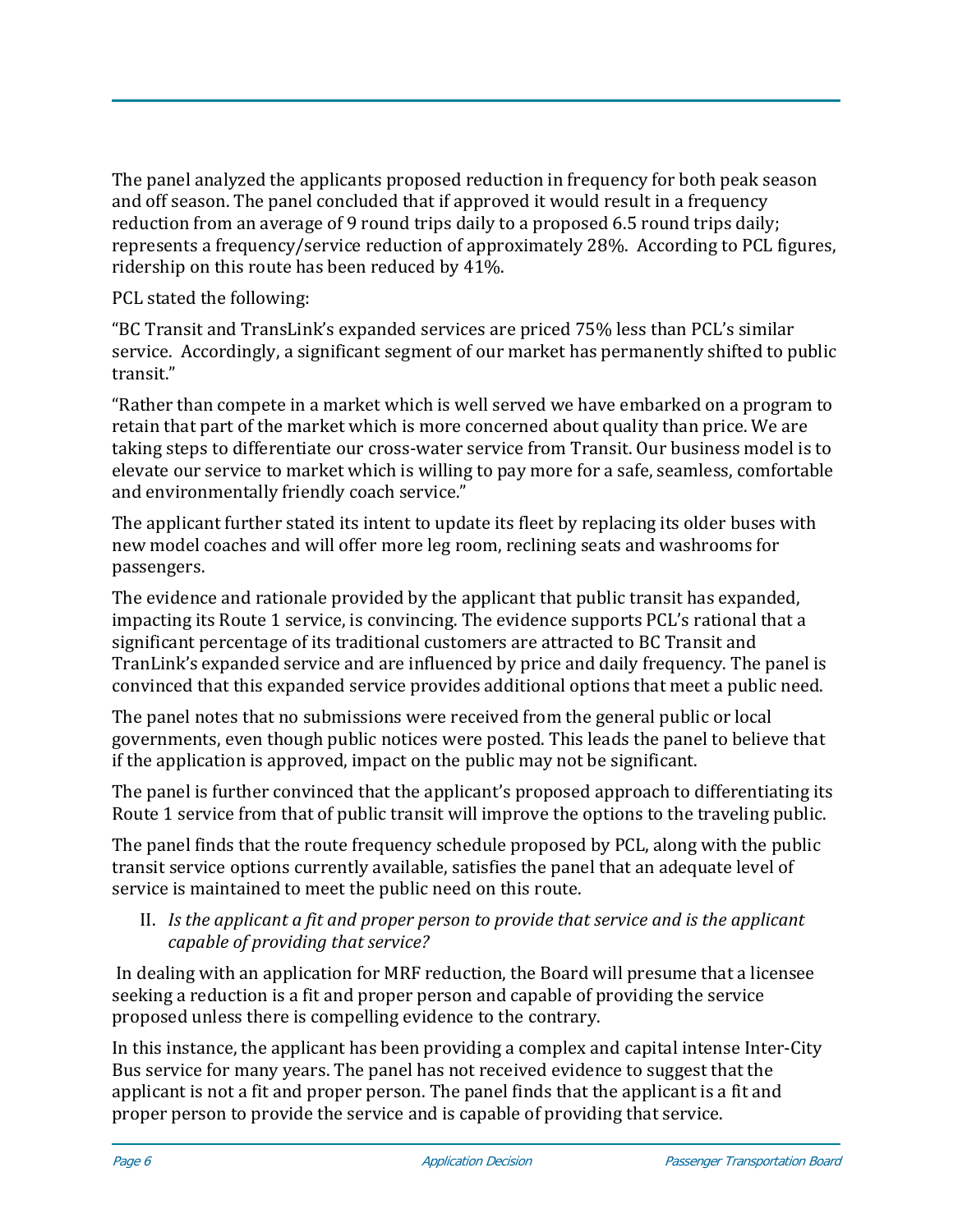The panel analyzed the applicants proposed reduction in frequency for both peak season and off season. The panel concluded that if approved it would result in a frequency reduction from an average of 9 round trips daily to a proposed 6.5 round trips daily; represents a frequency/service reduction of approximately 28%. According to PCL figures, ridership on this route has been reduced by 41%.

PCL stated the following:

"BC Transit and TransLink's expanded services are priced 75% less than PCL's similar service. Accordingly, a significant segment of our market has permanently shifted to public transit."

"Rather than compete in a market which is well served we have embarked on a program to retain that part of the market which is more concerned about quality than price. We are taking steps to differentiate our cross-water service from Transit. Our business model is to elevate our service to market which is willing to pay more for a safe, seamless, comfortable and environmentally friendly coach service."

The applicant further stated its intent to update its fleet by replacing its older buses with new model coaches and will offer more leg room, reclining seats and washrooms for passengers.

The evidence and rationale provided by the applicant that public transit has expanded, impacting its Route 1 service, is convincing. The evidence supports PCL's rational that a significant percentage of its traditional customers are attracted to BC Transit and TranLink's expanded service and are influenced by price and daily frequency. The panel is convinced that this expanded service provides additional options that meet a public need.

The panel notes that no submissions were received from the general public or local governments, even though public notices were posted. This leads the panel to believe that if the application is approved, impact on the public may not be significant.

The panel is further convinced that the applicant's proposed approach to differentiating its Route 1 service from that of public transit will improve the options to the traveling public.

The panel finds that the route frequency schedule proposed by PCL, along with the public transit service options currently available, satisfies the panel that an adequate level of service is maintained to meet the public need on this route.

II. *Is the applicant a fit and proper person to provide that service and is the applicant capable of providing that service?*

In dealing with an application for MRF reduction, the Board will presume that a licensee seeking a reduction is a fit and proper person and capable of providing the service proposed unless there is compelling evidence to the contrary.

In this instance, the applicant has been providing a complex and capital intense Inter-City Bus service for many years. The panel has not received evidence to suggest that the applicant is not a fit and proper person. The panel finds that the applicant is a fit and proper person to provide the service and is capable of providing that service.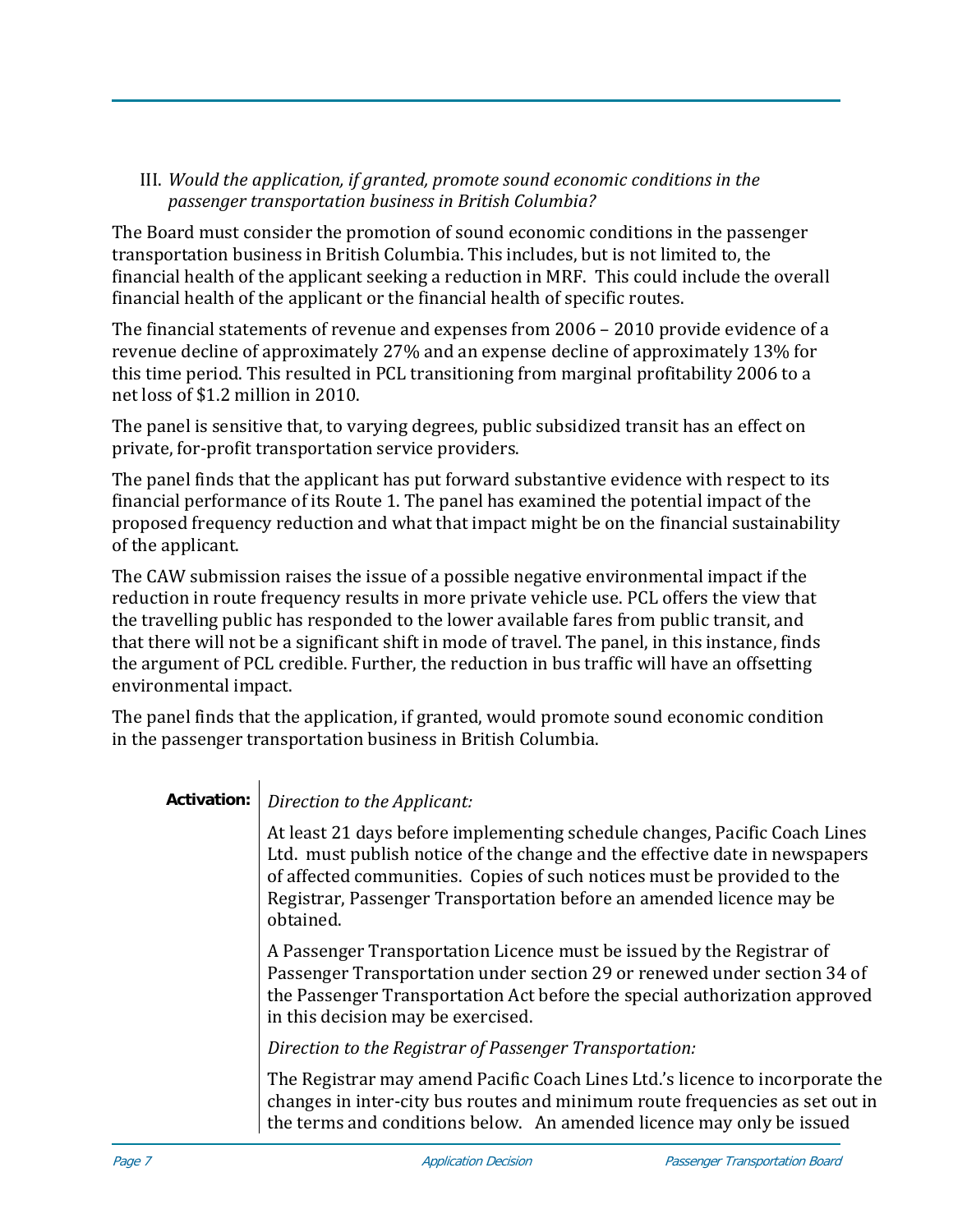III. *Would the application, if granted, promote sound economic conditions in the passenger transportation business in British Columbia?*

The Board must consider the promotion of sound economic conditions in the passenger transportation business in British Columbia. This includes, but is not limited to, the financial health of the applicant seeking a reduction in MRF. This could include the overall financial health of the applicant or the financial health of specific routes.

The financial statements of revenue and expenses from 2006 – 2010 provide evidence of a revenue decline of approximately 27% and an expense decline of approximately 13% for this time period. This resulted in PCL transitioning from marginal profitability 2006 to a net loss of $1.2 million in 2010.

The panel is sensitive that, to varying degrees, public subsidized transit has an effect on private, for-profit transportation service providers.

The panel finds that the applicant has put forward substantive evidence with respect to its financial performance of its Route 1. The panel has examined the potential impact of the proposed frequency reduction and what that impact might be on the financial sustainability of the applicant.

The CAW submission raises the issue of a possible negative environmental impact if the reduction in route frequency results in more private vehicle use. PCL offers the view that the travelling public has responded to the lower available fares from public transit, and that there will not be a significant shift in mode of travel. The panel, in this instance, finds the argument of PCL credible. Further, the reduction in bus traffic will have an offsetting environmental impact.

The panel finds that the application, if granted, would promote sound economic condition in the passenger transportation business in British Columbia.

**Activation:**

*Direction to the Applicant:*

At least 21 days before implementing schedule changes, Pacific Coach Lines Ltd. must publish notice of the change and the effective date in newspapers of affected communities. Copies of such notices must be provided to the Registrar, Passenger Transportation before an amended licence may be obtained.

A Passenger Transportation Licence must be issued by the Registrar of Passenger Transportation under section 29 or renewed under section 34 of the Passenger Transportation Act before the special authorization approved in this decision may be exercised.

*Direction to the Registrar of Passenger Transportation:*

The Registrar may amend Pacific Coach Lines Ltd.'s licence to incorporate the changes in inter-city bus routes and minimum route frequencies as set out in the terms and conditions below. An amended licence may only be issued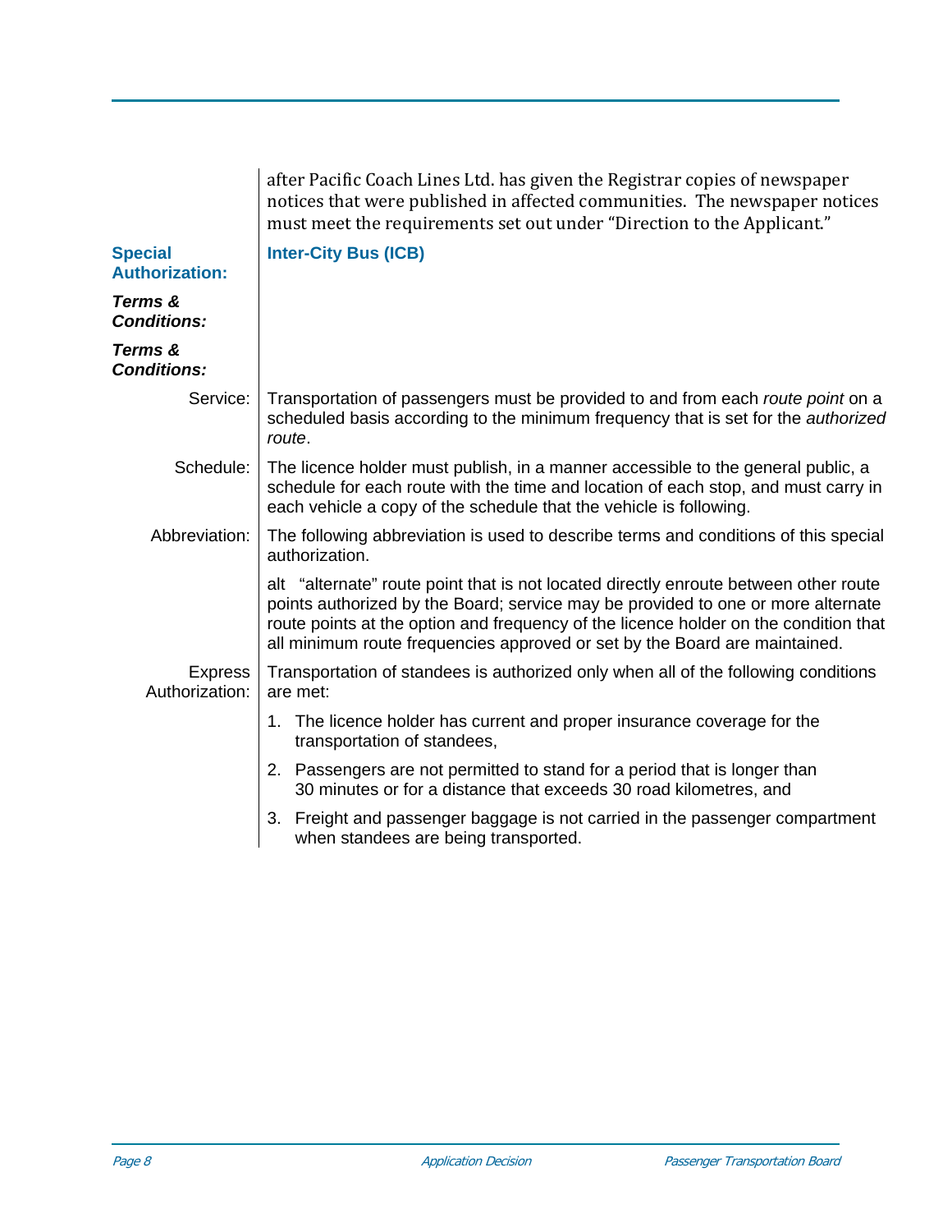after Pacific Coach Lines Ltd. has given the Registrar copies of newspaper notices that were published in affected communities. The newspaper notices must meet the requirements set out under "Direction to the Applicant."

| | |
|---|---|
| **Special Authorization:** | **Inter-City Bus (ICB)** |
| ***Terms & Conditions:*** | |
| ***Terms & Conditions:*** | |
| Service: | Transportation of passengers must be provided to and from each *route point* on a scheduled basis according to the minimum frequency that is set for the *authorized route*. |
| Schedule: | The licence holder must publish, in a manner accessible to the general public, a schedule for each route with the time and location of each stop, and must carry in each vehicle a copy of the schedule that the vehicle is following. |
| Abbreviation: | The following abbreviation is used to describe terms and conditions of this special authorization. |
| | alt "alternate" route point that is not located directly enroute between other route points authorized by the Board; service may be provided to one or more alternate route points at the option and frequency of the licence holder on the condition that all minimum route frequencies approved or set by the Board are maintained. |
| Express Authorization: | Transportation of standees is authorized only when all of the following conditions are met: |
| | 1. The licence holder has current and proper insurance coverage for the transportation of standees, |
| | 2. Passengers are not permitted to stand for a period that is longer than 30 minutes or for a distance that exceeds 30 road kilometres, and |
| | 3. Freight and passenger baggage is not carried in the passenger compartment when standees are being transported. |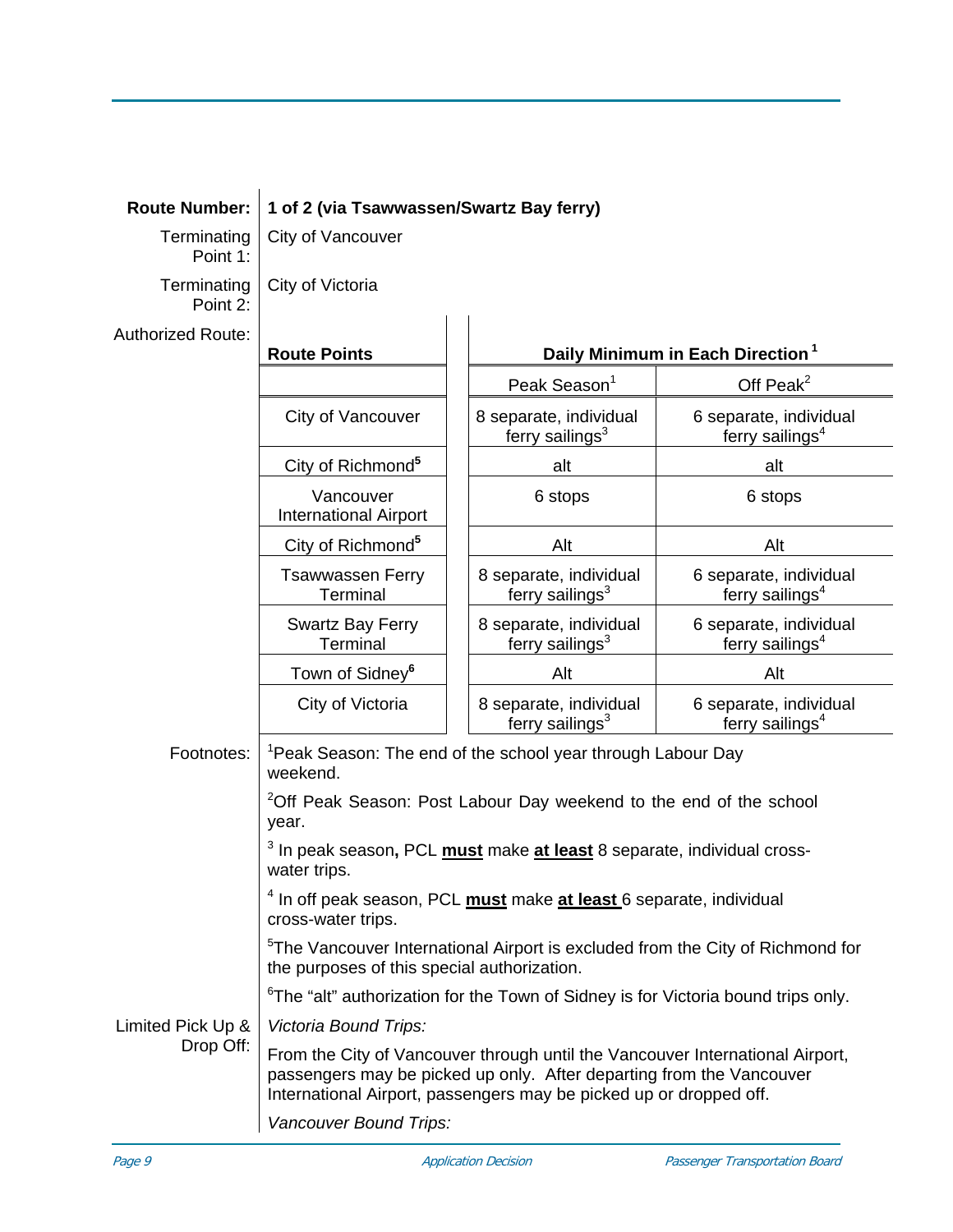**Route Number:** **1 of 2 (via Tsawwassen/Swartz Bay ferry)**

Terminating Point 1: City of Vancouver

Terminating Point 2: City of Victoria

Authorized Route:

| Route Points | Daily Minimum in Each Direction [1] | |
|---|---|---|
| | Peak Season[1] | Off Peak[2] |
| City of Vancouver | 8 separate, individual ferry sailings[3] | 6 separate, individual ferry sailings[4] |
| City of Richmond[5] | alt | alt |
| Vancouver International Airport | 6 stops | 6 stops |
| City of Richmond[5] | Alt | Alt |
| Tsawwassen Ferry Terminal | 8 separate, individual ferry sailings[3] | 6 separate, individual ferry sailings[4] |
| Swartz Bay Ferry Terminal | 8 separate, individual ferry sailings[3] | 6 separate, individual ferry sailings[4] |
| Town of Sidney[6] | Alt | Alt |
| City of Victoria | 8 separate, individual ferry sailings[3] | 6 separate, individual ferry sailings[4] |

Footnotes:

[1]Peak Season: The end of the school year through Labour Day weekend.

[2]Off Peak Season: Post Labour Day weekend to the end of the school year.

[3] In peak season**,** PCL **must** make **at least** 8 separate, individual cross-water trips.

[4] In off peak season, PCL **must** make **at least** 6 separate, individual cross-water trips.

[5]The Vancouver International Airport is excluded from the City of Richmond for the purposes of this special authorization.

[6]The "alt" authorization for the Town of Sidney is for Victoria bound trips only.

Limited Pick Up & Drop Off:

*Victoria Bound Trips:*

From the City of Vancouver through until the Vancouver International Airport, passengers may be picked up only. After departing from the Vancouver International Airport, passengers may be picked up or dropped off.

*Vancouver Bound Trips:*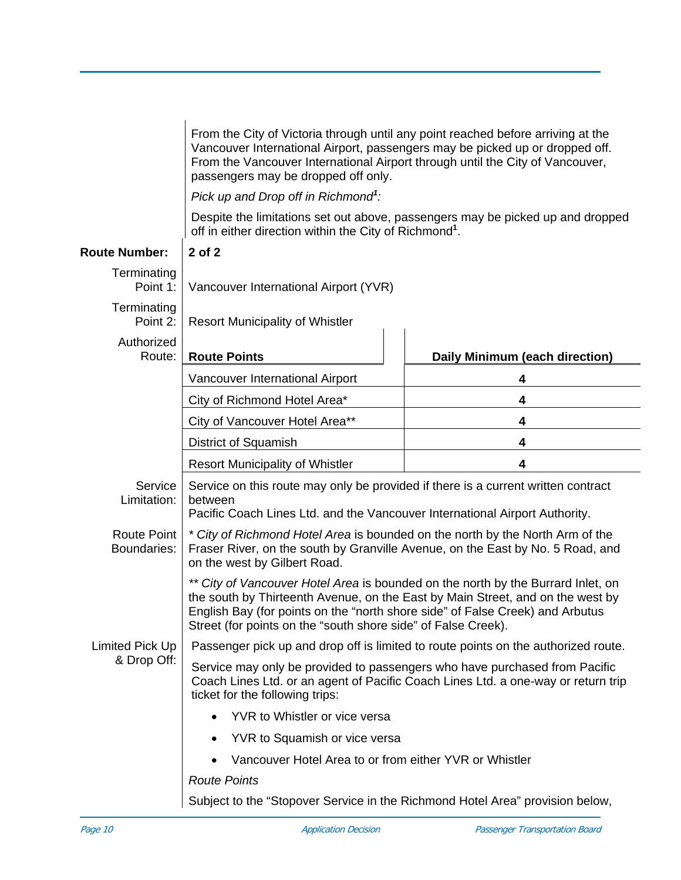From the City of Victoria through until any point reached before arriving at the Vancouver International Airport, passengers may be picked up or dropped off. From the Vancouver International Airport through until the City of Vancouver, passengers may be dropped off only.

*Pick up and Drop off in Richmond[1]:*

Despite the limitations set out above, passengers may be picked up and dropped off in either direction within the City of Richmond[1].

**Route Number:** **2 of 2**

Terminating Point 1: Vancouver International Airport (YVR)

Terminating Point 2: Resort Municipality of Whistler

Authorized Route:

| Route Points | Daily Minimum (each direction) |
|---|---|
| Vancouver International Airport | 4 |
| City of Richmond Hotel Area* | 4 |
| City of Vancouver Hotel Area** | 4 |
| District of Squamish | 4 |
| Resort Municipality of Whistler | 4 |

Service Limitation: Service on this route may only be provided if there is a current written contract between Pacific Coach Lines Ltd. and the Vancouver International Airport Authority.

Route Point Boundaries: * *City of Richmond Hotel Area* is bounded on the north by the North Arm of the Fraser River, on the south by Granville Avenue, on the East by No. 5 Road, and on the west by Gilbert Road.

** *City of Vancouver Hotel Area* is bounded on the north by the Burrard Inlet, on the south by Thirteenth Avenue, on the East by Main Street, and on the west by English Bay (for points on the "north shore side" of False Creek) and Arbutus Street (for points on the "south shore side" of False Creek).

Limited Pick Up & Drop Off: Passenger pick up and drop off is limited to route points on the authorized route.

Service may only be provided to passengers who have purchased from Pacific Coach Lines Ltd. or an agent of Pacific Coach Lines Ltd. a one-way or return trip ticket for the following trips:

- YVR to Whistler or vice versa
- YVR to Squamish or vice versa
- Vancouver Hotel Area to or from either YVR or Whistler

*Route Points*

Subject to the "Stopover Service in the Richmond Hotel Area" provision below,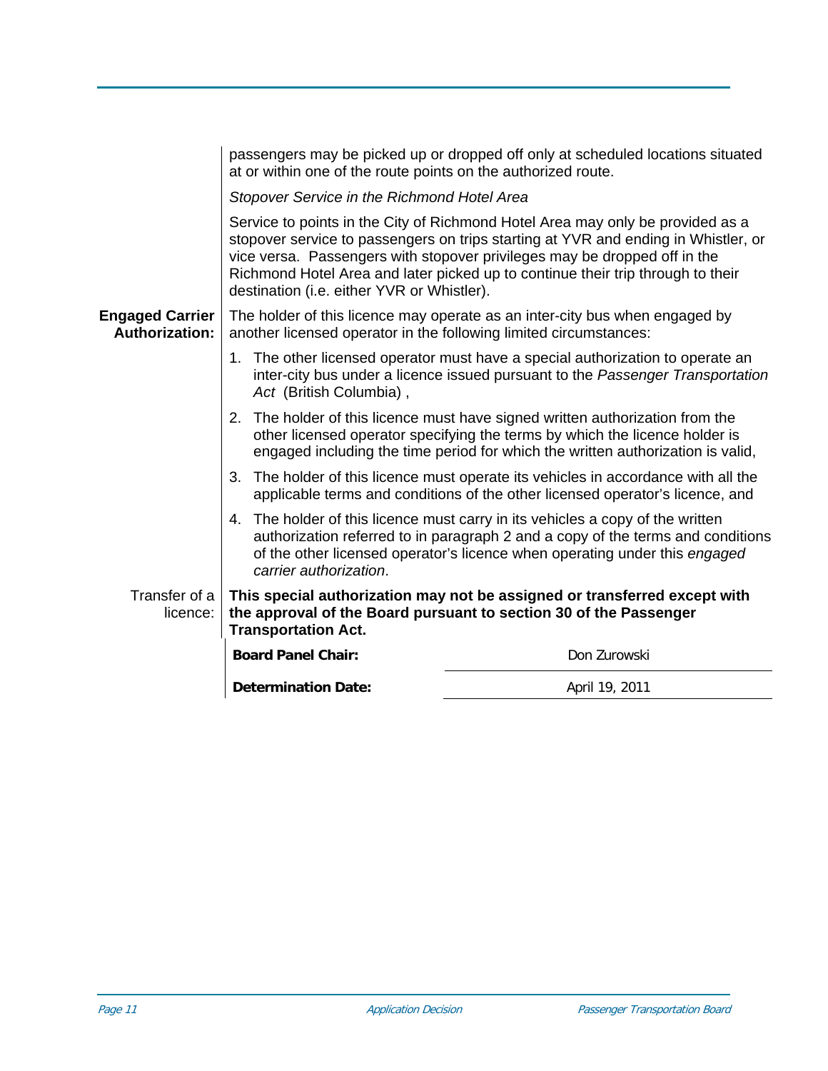passengers may be picked up or dropped off only at scheduled locations situated at or within one of the route points on the authorized route.

*Stopover Service in the Richmond Hotel Area*

Service to points in the City of Richmond Hotel Area may only be provided as a stopover service to passengers on trips starting at YVR and ending in Whistler, or vice versa. Passengers with stopover privileges may be dropped off in the Richmond Hotel Area and later picked up to continue their trip through to their destination (i.e. either YVR or Whistler).

**Engaged Carrier Authorization:** The holder of this licence may operate as an inter-city bus when engaged by another licensed operator in the following limited circumstances:

1. The other licensed operator must have a special authorization to operate an inter-city bus under a licence issued pursuant to the *Passenger Transportation Act* (British Columbia) ,
2. The holder of this licence must have signed written authorization from the other licensed operator specifying the terms by which the licence holder is engaged including the time period for which the written authorization is valid,
3. The holder of this licence must operate its vehicles in accordance with all the applicable terms and conditions of the other licensed operator's licence, and
4. The holder of this licence must carry in its vehicles a copy of the written authorization referred to in paragraph 2 and a copy of the terms and conditions of the other licensed operator's licence when operating under this *engaged carrier authorization*.

Transfer of a licence: **This special authorization may not be assigned or transferred except with the approval of the Board pursuant to section 30 of the Passenger Transportation Act.**

| | |
|---|---|
| **Board Panel Chair:** | Don Zurowski |
| **Determination Date:** | April 19, 2011 |